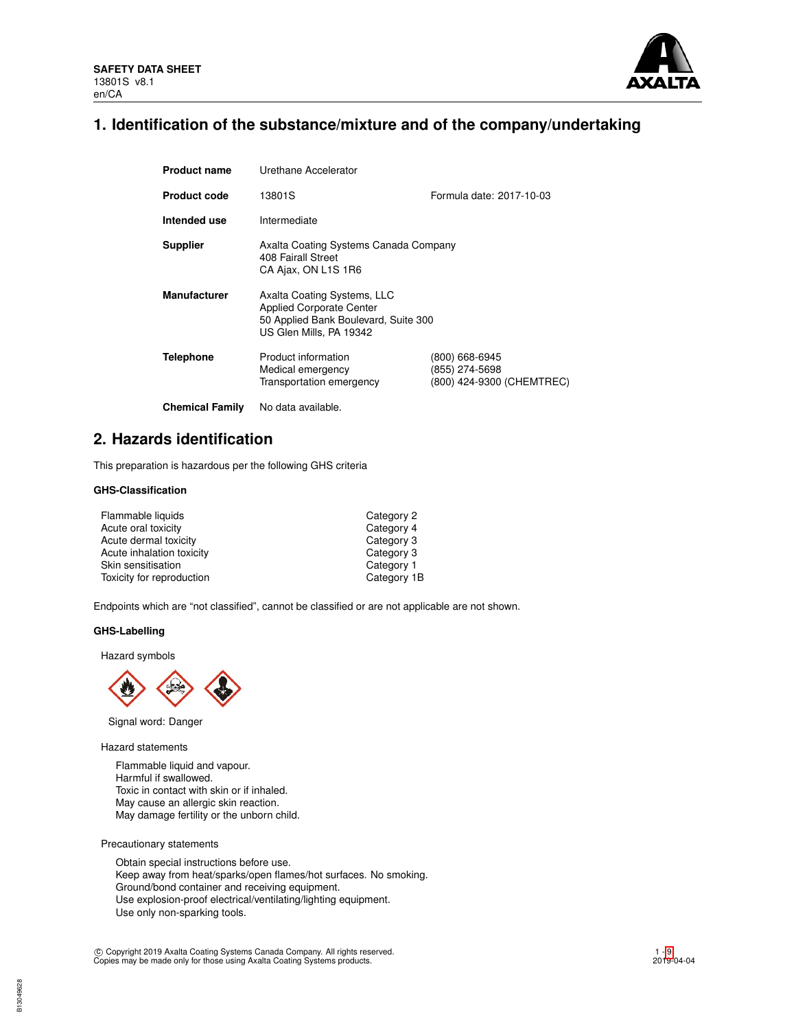**SAFETY DATA SHEET**
13801S v8.1
en/CA

# 1. Identification of the substance/mixture and of the company/undertaking

| | | |
|---|---|---|
| **Product name** | Urethane Accelerator | |
| **Product code** | 13801S | Formula date: 2017-10-03 |
| **Intended use** | Intermediate | |
| **Supplier** | Axalta Coating Systems Canada Company<br>408 Fairall Street<br>CA Ajax, ON L1S 1R6 | |
| **Manufacturer** | Axalta Coating Systems, LLC<br>Applied Corporate Center<br>50 Applied Bank Boulevard, Suite 300<br>US Glen Mills, PA 19342 | |
| **Telephone** | Product information<br>Medical emergency<br>Transportation emergency | (800) 668-6945<br>(855) 274-5698<br>(800) 424-9300 (CHEMTREC) |
| **Chemical Family** | No data available. | |

# 2. Hazards identification

This preparation is hazardous per the following GHS criteria

### GHS-Classification

| | |
|---|---|
| Flammable liquids | Category 2 |
| Acute oral toxicity | Category 4 |
| Acute dermal toxicity | Category 3 |
| Acute inhalation toxicity | Category 3 |
| Skin sensitisation | Category 1 |
| Toxicity for reproduction | Category 1B |

Endpoints which are "not classified", cannot be classified or are not applicable are not shown.

### GHS-Labelling

Hazard symbols

Signal word: Danger

Hazard statements

Flammable liquid and vapour.
Harmful if swallowed.
Toxic in contact with skin or if inhaled.
May cause an allergic skin reaction.
May damage fertility or the unborn child.

Precautionary statements

Obtain special instructions before use.
Keep away from heat/sparks/open flames/hot surfaces. No smoking.
Ground/bond container and receiving equipment.
Use explosion-proof electrical/ventilating/lighting equipment.
Use only non-sparking tools.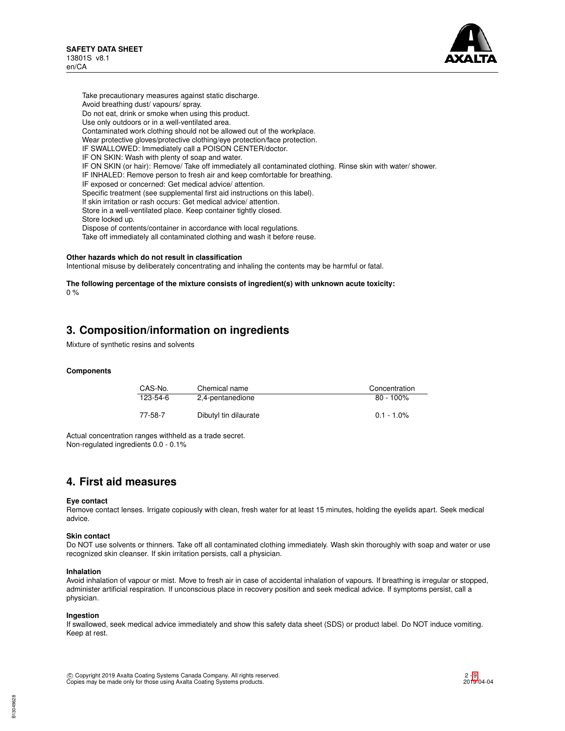Take precautionary measures against static discharge.
Avoid breathing dust/ vapours/ spray.
Do not eat, drink or smoke when using this product.
Use only outdoors or in a well-ventilated area.
Contaminated work clothing should not be allowed out of the workplace.
Wear protective gloves/protective clothing/eye protection/face protection.
IF SWALLOWED: Immediately call a POISON CENTER/doctor.
IF ON SKIN: Wash with plenty of soap and water.
IF ON SKIN (or hair): Remove/ Take off immediately all contaminated clothing. Rinse skin with water/ shower.
IF INHALED: Remove person to fresh air and keep comfortable for breathing.
IF exposed or concerned: Get medical advice/ attention.
Specific treatment (see supplemental first aid instructions on this label).
If skin irritation or rash occurs: Get medical advice/ attention.
Store in a well-ventilated place. Keep container tightly closed.
Store locked up.
Dispose of contents/container in accordance with local regulations.
Take off immediately all contaminated clothing and wash it before reuse.

**Other hazards which do not result in classification**
Intentional misuse by deliberately concentrating and inhaling the contents may be harmful or fatal.

**The following percentage of the mixture consists of ingredient(s) with unknown acute toxicity:**
0 %

## 3. Composition/information on ingredients

Mixture of synthetic resins and solvents

**Components**

| CAS-No. | Chemical name | Concentration |
|---|---|---|
| 123-54-6 | 2,4-pentanedione | 80 - 100% |
| 77-58-7 | Dibutyl tin dilaurate | 0.1 - 1.0% |

Actual concentration ranges withheld as a trade secret.
Non-regulated ingredients 0.0 - 0.1%

## 4. First aid measures

**Eye contact**
Remove contact lenses. Irrigate copiously with clean, fresh water for at least 15 minutes, holding the eyelids apart. Seek medical advice.

**Skin contact**
Do NOT use solvents or thinners. Take off all contaminated clothing immediately. Wash skin thoroughly with soap and water or use recognized skin cleanser. If skin irritation persists, call a physician.

**Inhalation**
Avoid inhalation of vapour or mist. Move to fresh air in case of accidental inhalation of vapours. If breathing is irregular or stopped, administer artificial respiration. If unconscious place in recovery position and seek medical advice. If symptoms persist, call a physician.

**Ingestion**
If swallowed, seek medical advice immediately and show this safety data sheet (SDS) or product label. Do NOT induce vomiting. Keep at rest.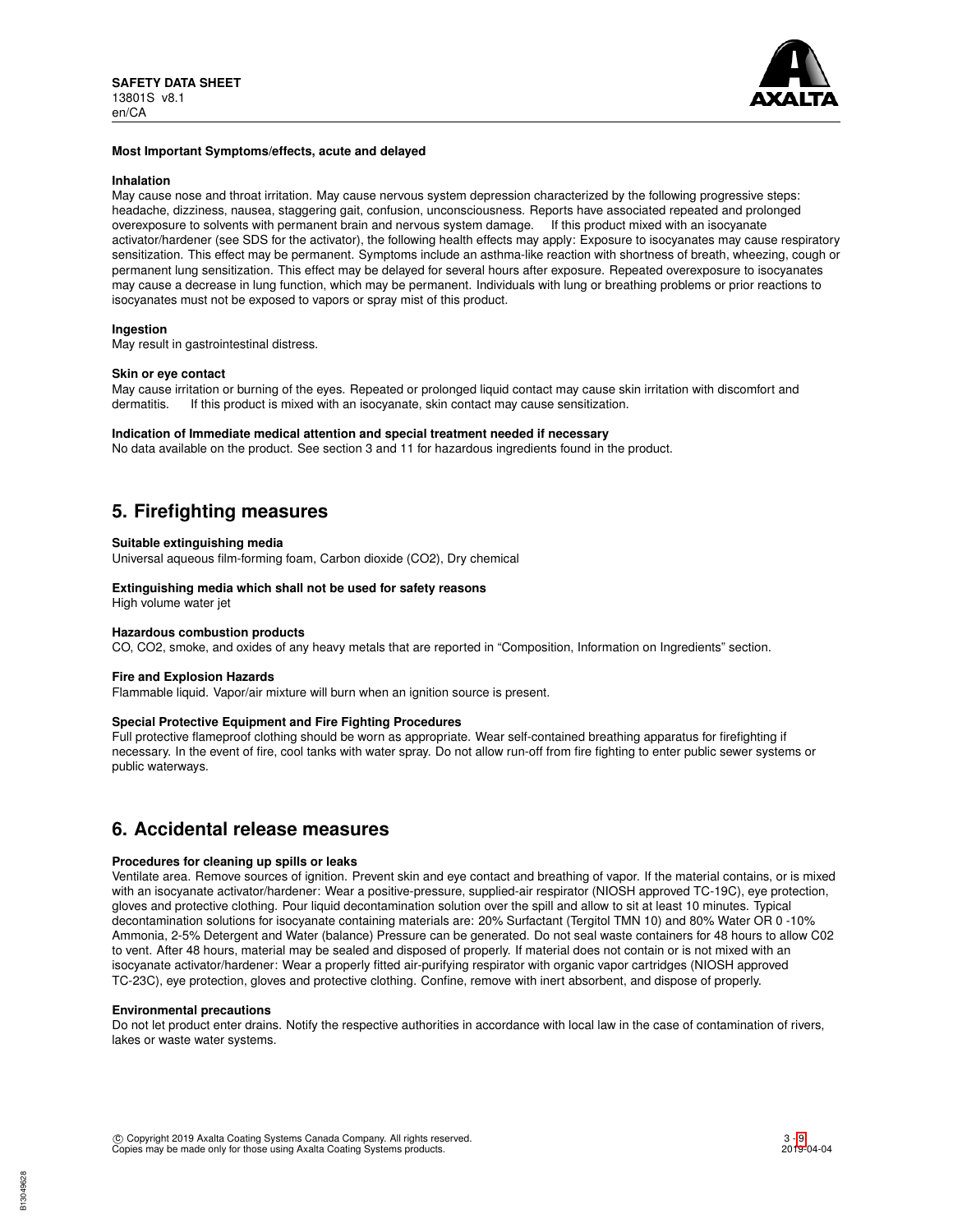**Most Important Symptoms/effects, acute and delayed**

**Inhalation**

May cause nose and throat irritation. May cause nervous system depression characterized by the following progressive steps: headache, dizziness, nausea, staggering gait, confusion, unconsciousness. Reports have associated repeated and prolonged overexposure to solvents with permanent brain and nervous system damage. If this product mixed with an isocyanate activator/hardener (see SDS for the activator), the following health effects may apply: Exposure to isocyanates may cause respiratory sensitization. This effect may be permanent. Symptoms include an asthma-like reaction with shortness of breath, wheezing, cough or permanent lung sensitization. This effect may be delayed for several hours after exposure. Repeated overexposure to isocyanates may cause a decrease in lung function, which may be permanent. Individuals with lung or breathing problems or prior reactions to isocyanates must not be exposed to vapors or spray mist of this product.

**Ingestion**

May result in gastrointestinal distress.

**Skin or eye contact**

May cause irritation or burning of the eyes. Repeated or prolonged liquid contact may cause skin irritation with discomfort and dermatitis. If this product is mixed with an isocyanate, skin contact may cause sensitization.

**Indication of Immediate medical attention and special treatment needed if necessary**

No data available on the product. See section 3 and 11 for hazardous ingredients found in the product.

## 5. Firefighting measures

**Suitable extinguishing media**

Universal aqueous film-forming foam, Carbon dioxide ($CO_2$), Dry chemical

**Extinguishing media which shall not be used for safety reasons**

High volume water jet

**Hazardous combustion products**

CO, $CO_2$, smoke, and oxides of any heavy metals that are reported in "Composition, Information on Ingredients" section.

**Fire and Explosion Hazards**

Flammable liquid. Vapor/air mixture will burn when an ignition source is present.

**Special Protective Equipment and Fire Fighting Procedures**

Full protective flameproof clothing should be worn as appropriate. Wear self-contained breathing apparatus for firefighting if necessary. In the event of fire, cool tanks with water spray. Do not allow run-off from fire fighting to enter public sewer systems or public waterways.

## 6. Accidental release measures

**Procedures for cleaning up spills or leaks**

Ventilate area. Remove sources of ignition. Prevent skin and eye contact and breathing of vapor. If the material contains, or is mixed with an isocyanate activator/hardener: Wear a positive-pressure, supplied-air respirator (NIOSH approved TC-19C), eye protection, gloves and protective clothing. Pour liquid decontamination solution over the spill and allow to sit at least 10 minutes. Typical decontamination solutions for isocyanate containing materials are: 20% Surfactant (Tergitol TMN 10) and 80% Water OR 0 -10% Ammonia, 2-5% Detergent and Water (balance) Pressure can be generated. Do not seal waste containers for 48 hours to allow C02 to vent. After 48 hours, material may be sealed and disposed of properly. If material does not contain or is not mixed with an isocyanate activator/hardener: Wear a properly fitted air-purifying respirator with organic vapor cartridges (NIOSH approved TC-23C), eye protection, gloves and protective clothing. Confine, remove with inert absorbent, and dispose of properly.

**Environmental precautions**

Do not let product enter drains. Notify the respective authorities in accordance with local law in the case of contamination of rivers, lakes or waste water systems.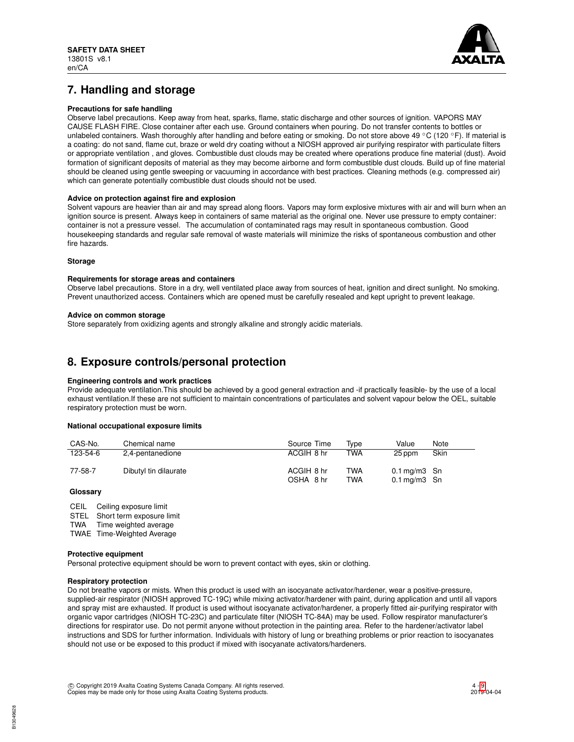## 7. Handling and storage

**Precautions for safe handling**

Observe label precautions. Keep away from heat, sparks, flame, static discharge and other sources of ignition. VAPORS MAY CAUSE FLASH FIRE. Close container after each use. Ground containers when pouring. Do not transfer contents to bottles or unlabeled containers. Wash thoroughly after handling and before eating or smoking. Do not store above 49 °C (120 °F). If material is a coating: do not sand, flame cut, braze or weld dry coating without a NIOSH approved air purifying respirator with particulate filters or appropriate ventilation , and gloves. Combustible dust clouds may be created where operations produce fine material (dust). Avoid formation of significant deposits of material as they may become airborne and form combustible dust clouds. Build up of fine material should be cleaned using gentle sweeping or vacuuming in accordance with best practices. Cleaning methods (e.g. compressed air) which can generate potentially combustible dust clouds should not be used.

**Advice on protection against fire and explosion**

Solvent vapours are heavier than air and may spread along floors. Vapors may form explosive mixtures with air and will burn when an ignition source is present. Always keep in containers of same material as the original one. Never use pressure to empty container: container is not a pressure vessel. The accumulation of contaminated rags may result in spontaneous combustion. Good housekeeping standards and regular safe removal of waste materials will minimize the risks of spontaneous combustion and other fire hazards.

**Storage**

**Requirements for storage areas and containers**

Observe label precautions. Store in a dry, well ventilated place away from sources of heat, ignition and direct sunlight. No smoking. Prevent unauthorized access. Containers which are opened must be carefully resealed and kept upright to prevent leakage.

**Advice on common storage**

Store separately from oxidizing agents and strongly alkaline and strongly acidic materials.

## 8. Exposure controls/personal protection

**Engineering controls and work practices**

Provide adequate ventilation.This should be achieved by a good general extraction and -if practically feasible- by the use of a local exhaust ventilation.If these are not sufficient to maintain concentrations of particulates and solvent vapour below the OEL, suitable respiratory protection must be worn.

**National occupational exposure limits**

| CAS-No. | Chemical name | Source | Time | Type | Value | Note |
|---|---|---|---|---|---|---|
| 123-54-6 | 2,4-pentanedione | ACGIH | 8 hr | TWA | 25 ppm | Skin |
| 77-58-7 | Dibutyl tin dilaurate | ACGIH | 8 hr | TWA | 0.1 mg/m3 | Sn |
| | | OSHA | 8 hr | TWA | 0.1 mg/m3 | Sn |

**Glossary**

CEIL Ceiling exposure limit
STEL Short term exposure limit
TWA Time weighted average
TWAE Time-Weighted Average

**Protective equipment**

Personal protective equipment should be worn to prevent contact with eyes, skin or clothing.

**Respiratory protection**

Do not breathe vapors or mists. When this product is used with an isocyanate activator/hardener, wear a positive-pressure, supplied-air respirator (NIOSH approved TC-19C) while mixing activator/hardener with paint, during application and until all vapors and spray mist are exhausted. If product is used without isocyanate activator/hardener, a properly fitted air-purifying respirator with organic vapor cartridges (NIOSH TC-23C) and particulate filter (NIOSH TC-84A) may be used. Follow respirator manufacturer's directions for respirator use. Do not permit anyone without protection in the painting area. Refer to the hardener/activator label instructions and SDS for further information. Individuals with history of lung or breathing problems or prior reaction to isocyanates should not use or be exposed to this product if mixed with isocyanate activators/hardeners.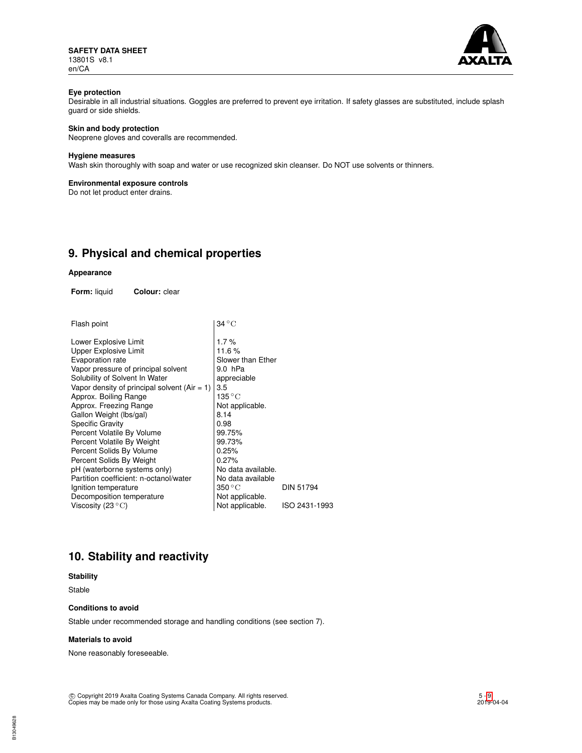**Eye protection**
Desirable in all industrial situations. Goggles are preferred to prevent eye irritation. If safety glasses are substituted, include splash guard or side shields.

**Skin and body protection**
Neoprene gloves and coveralls are recommended.

**Hygiene measures**
Wash skin thoroughly with soap and water or use recognized skin cleanser. Do NOT use solvents or thinners.

**Environmental exposure controls**
Do not let product enter drains.

## 9. Physical and chemical properties

**Appearance**

**Form:** liquid **Colour:** clear

| | | |
|---|---|---|
| Flash point | 34 °C | |
| Lower Explosive Limit | 1.7 % | |
| Upper Explosive Limit | 11.6 % | |
| Evaporation rate | Slower than Ether | |
| Vapor pressure of principal solvent | 9.0 hPa | |
| Solubility of Solvent In Water | appreciable | |
| Vapor density of principal solvent (Air = 1) | 3.5 | |
| Approx. Boiling Range | 135 °C | |
| Approx. Freezing Range | Not applicable. | |
| Gallon Weight (lbs/gal) | 8.14 | |
| Specific Gravity | 0.98 | |
| Percent Volatile By Volume | 99.75% | |
| Percent Volatile By Weight | 99.73% | |
| Percent Solids By Volume | 0.25% | |
| Percent Solids By Weight | 0.27% | |
| pH (waterborne systems only) | No data available. | |
| Partition coefficient: n-octanol/water | No data available | |
| Ignition temperature | 350 °C | DIN 51794 |
| Decomposition temperature | Not applicable. | |
| Viscosity (23 °C) | Not applicable. | ISO 2431-1993 |

## 10. Stability and reactivity

**Stability**

Stable

**Conditions to avoid**

Stable under recommended storage and handling conditions (see section 7).

**Materials to avoid**

None reasonably foreseeable.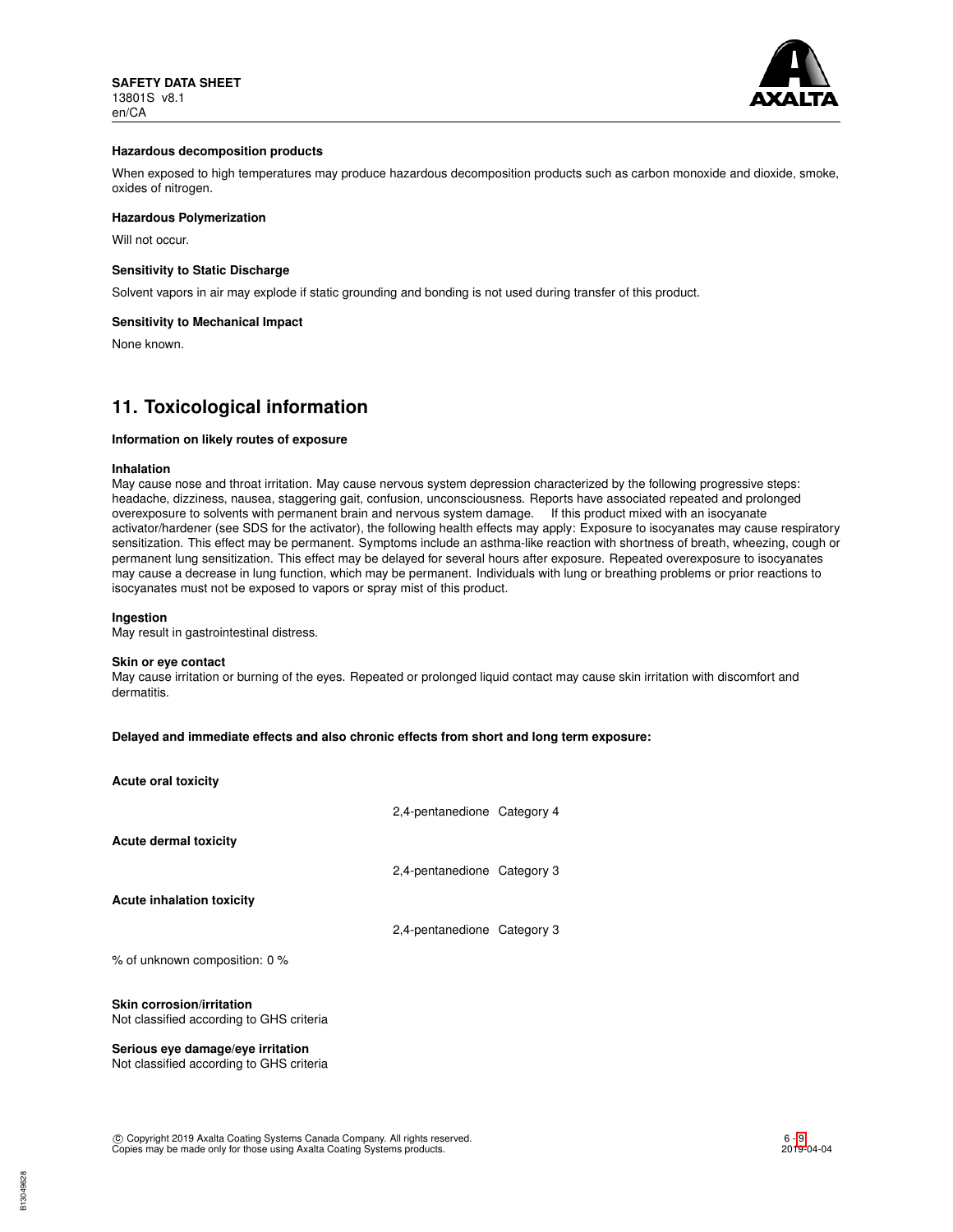#### Hazardous decomposition products

When exposed to high temperatures may produce hazardous decomposition products such as carbon monoxide and dioxide, smoke, oxides of nitrogen.

#### Hazardous Polymerization

Will not occur.

#### Sensitivity to Static Discharge

Solvent vapors in air may explode if static grounding and bonding is not used during transfer of this product.

#### Sensitivity to Mechanical Impact

None known.

## 11. Toxicological information

#### Information on likely routes of exposure

**Inhalation**
May cause nose and throat irritation. May cause nervous system depression characterized by the following progressive steps: headache, dizziness, nausea, staggering gait, confusion, unconsciousness. Reports have associated repeated and prolonged overexposure to solvents with permanent brain and nervous system damage. If this product mixed with an isocyanate activator/hardener (see SDS for the activator), the following health effects may apply: Exposure to isocyanates may cause respiratory sensitization. This effect may be permanent. Symptoms include an asthma-like reaction with shortness of breath, wheezing, cough or permanent lung sensitization. This effect may be delayed for several hours after exposure. Repeated overexposure to isocyanates may cause a decrease in lung function, which may be permanent. Individuals with lung or breathing problems or prior reactions to isocyanates must not be exposed to vapors or spray mist of this product.

**Ingestion**
May result in gastrointestinal distress.

**Skin or eye contact**
May cause irritation or burning of the eyes. Repeated or prolonged liquid contact may cause skin irritation with discomfort and dermatitis.

**Delayed and immediate effects and also chronic effects from short and long term exposure:**

**Acute oral toxicity**

| | | |
|---|---|---|
| | 2,4-pentanedione | Category 4 |

**Acute dermal toxicity**

| | | |
|---|---|---|
| | 2,4-pentanedione | Category 3 |

**Acute inhalation toxicity**

| | | |
|---|---|---|
| | 2,4-pentanedione | Category 3 |

% of unknown composition: 0 %

**Skin corrosion/irritation**
Not classified according to GHS criteria

**Serious eye damage/eye irritation**
Not classified according to GHS criteria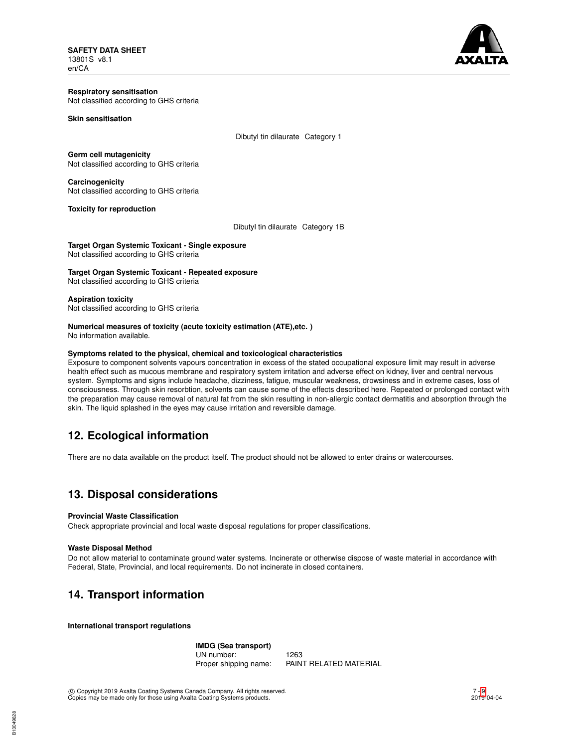**Respiratory sensitisation**
Not classified according to GHS criteria

**Skin sensitisation**

Dibutyl tin dilaurate Category 1

**Germ cell mutagenicity**
Not classified according to GHS criteria

**Carcinogenicity**
Not classified according to GHS criteria

**Toxicity for reproduction**

Dibutyl tin dilaurate Category 1B

**Target Organ Systemic Toxicant - Single exposure**
Not classified according to GHS criteria

**Target Organ Systemic Toxicant - Repeated exposure**
Not classified according to GHS criteria

**Aspiration toxicity**
Not classified according to GHS criteria

**Numerical measures of toxicity (acute toxicity estimation (ATE),etc. )**
No information available.

**Symptoms related to the physical, chemical and toxicological characteristics**
Exposure to component solvents vapours concentration in excess of the stated occupational exposure limit may result in adverse health effect such as mucous membrane and respiratory system irritation and adverse effect on kidney, liver and central nervous system. Symptoms and signs include headache, dizziness, fatigue, muscular weakness, drowsiness and in extreme cases, loss of consciousness. Through skin resorbtion, solvents can cause some of the effects described here. Repeated or prolonged contact with the preparation may cause removal of natural fat from the skin resulting in non-allergic contact dermatitis and absorption through the skin. The liquid splashed in the eyes may cause irritation and reversible damage.

## 12. Ecological information

There are no data available on the product itself. The product should not be allowed to enter drains or watercourses.

## 13. Disposal considerations

**Provincial Waste Classification**
Check appropriate provincial and local waste disposal regulations for proper classifications.

**Waste Disposal Method**
Do not allow material to contaminate ground water systems. Incinerate or otherwise dispose of waste material in accordance with Federal, State, Provincial, and local requirements. Do not incinerate in closed containers.

## 14. Transport information

**International transport regulations**

**IMDG (Sea transport)**
UN number: 1263
Proper shipping name: PAINT RELATED MATERIAL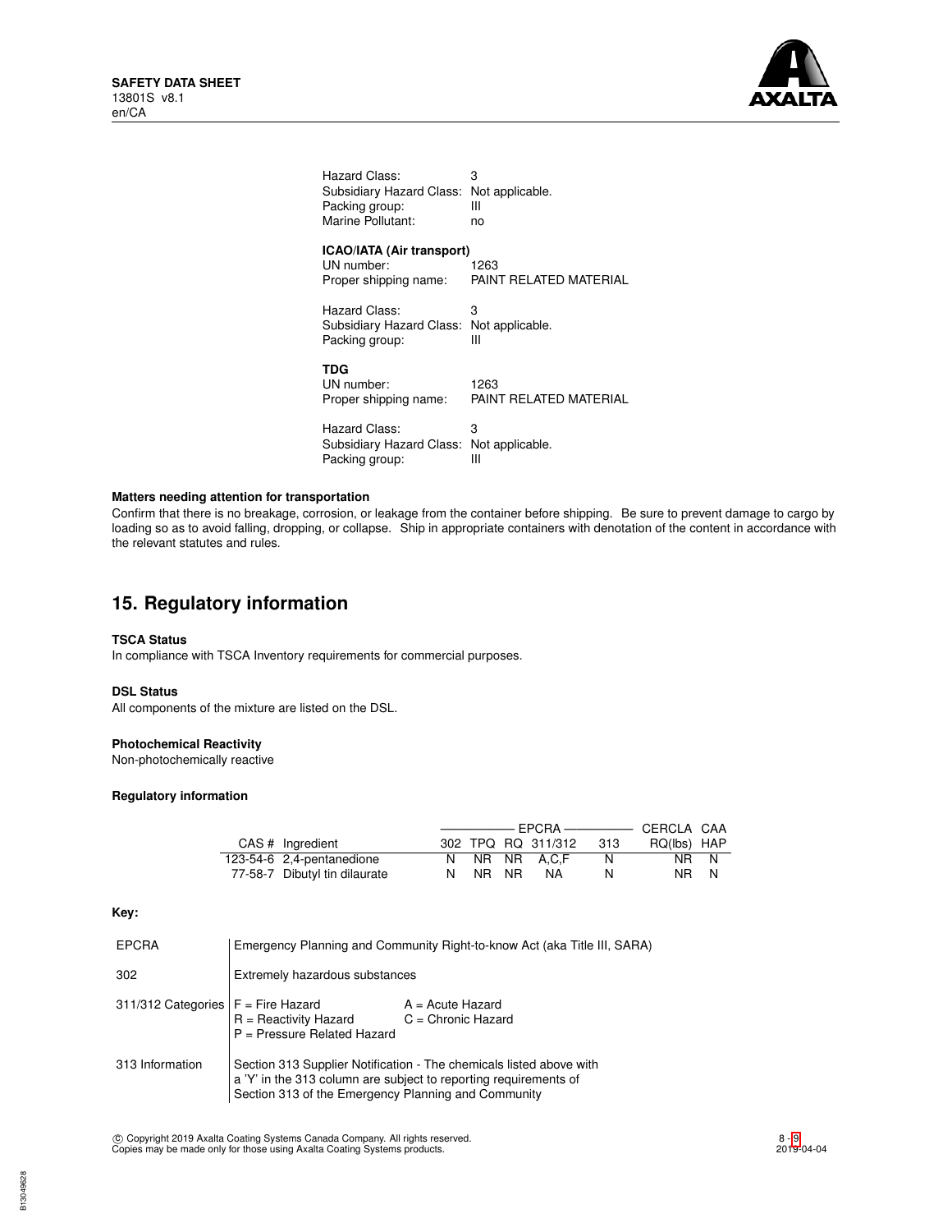Hazard Class: 3
Subsidiary Hazard Class: Not applicable.
Packing group: III
Marine Pollutant: no

**ICAO/IATA (Air transport)**
UN number: 1263
Proper shipping name: PAINT RELATED MATERIAL

Hazard Class: 3
Subsidiary Hazard Class: Not applicable.
Packing group: III

**TDG**
UN number: 1263
Proper shipping name: PAINT RELATED MATERIAL

Hazard Class: 3
Subsidiary Hazard Class: Not applicable.
Packing group: III

**Matters needing attention for transportation**

Confirm that there is no breakage, corrosion, or leakage from the container before shipping. Be sure to prevent damage to cargo by loading so as to avoid falling, dropping, or collapse. Ship in appropriate containers with denotation of the content in accordance with the relevant statutes and rules.

## 15. Regulatory information

**TSCA Status**

In compliance with TSCA Inventory requirements for commercial purposes.

**DSL Status**

All components of the mixture are listed on the DSL.

**Photochemical Reactivity**

Non-photochemically reactive

**Regulatory information**

| | | EPCRA | | | | | CERCLA | CAA |
|---|---|---|---|---|---|---|---|---|
| CAS # | Ingredient | 302 | TPQ | RQ | 311/312 | 313 | RQ(lbs) | HAP |
| 123-54-6 | 2,4-pentanedione | N | NR | NR | A,C,F | N | NR | N |
| 77-58-7 | Dibutyl tin dilaurate | N | NR | NR | NA | N | NR | N |

**Key:**

| | |
|---|---|
| EPCRA | Emergency Planning and Community Right-to-know Act (aka Title III, SARA) |
| 302 | Extremely hazardous substances |
| 311/312 Categories | F = Fire Hazard; A = Acute Hazard; R = Reactivity Hazard; C = Chronic Hazard; P = Pressure Related Hazard |
| 313 Information | Section 313 Supplier Notification - The chemicals listed above with a 'Y' in the 313 column are subject to reporting requirements of Section 313 of the Emergency Planning and Community |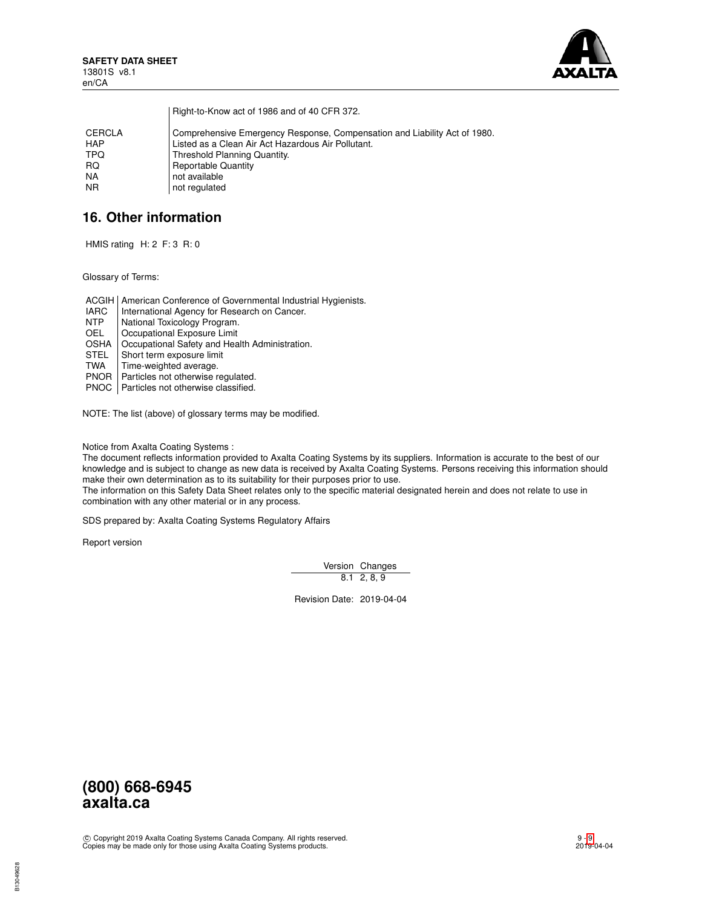| | |
|---|---|
| | Right-to-Know act of 1986 and of 40 CFR 372. |
| CERCLA | Comprehensive Emergency Response, Compensation and Liability Act of 1980. |
| HAP | Listed as a Clean Air Act Hazardous Air Pollutant. |
| TPQ | Threshold Planning Quantity. |
| RQ | Reportable Quantity |
| NA | not available |
| NR | not regulated |

## 16. Other information

HMIS rating H: 2 F: 3 R: 0

Glossary of Terms:

| | |
|---|---|
| ACGIH | American Conference of Governmental Industrial Hygienists. |
| IARC | International Agency for Research on Cancer. |
| NTP | National Toxicology Program. |
| OEL | Occupational Exposure Limit |
| OSHA | Occupational Safety and Health Administration. |
| STEL | Short term exposure limit |
| TWA | Time-weighted average. |
| PNOR | Particles not otherwise regulated. |
| PNOC | Particles not otherwise classified. |

NOTE: The list (above) of glossary terms may be modified.

Notice from Axalta Coating Systems :
The document reflects information provided to Axalta Coating Systems by its suppliers. Information is accurate to the best of our knowledge and is subject to change as new data is received by Axalta Coating Systems. Persons receiving this information should make their own determination as to its suitability for their purposes prior to use.
The information on this Safety Data Sheet relates only to the specific material designated herein and does not relate to use in combination with any other material or in any process.

SDS prepared by: Axalta Coating Systems Regulatory Affairs

Report version

| Version | Changes |
|---|---|
| 8.1 | 2, 8, 9 |

Revision Date: 2019-04-04

**(800) 668-6945**
**axalta.ca**

© Copyright 2019 Axalta Coating Systems Canada Company. All rights reserved.
Copies may be made only for those using Axalta Coating Systems products.